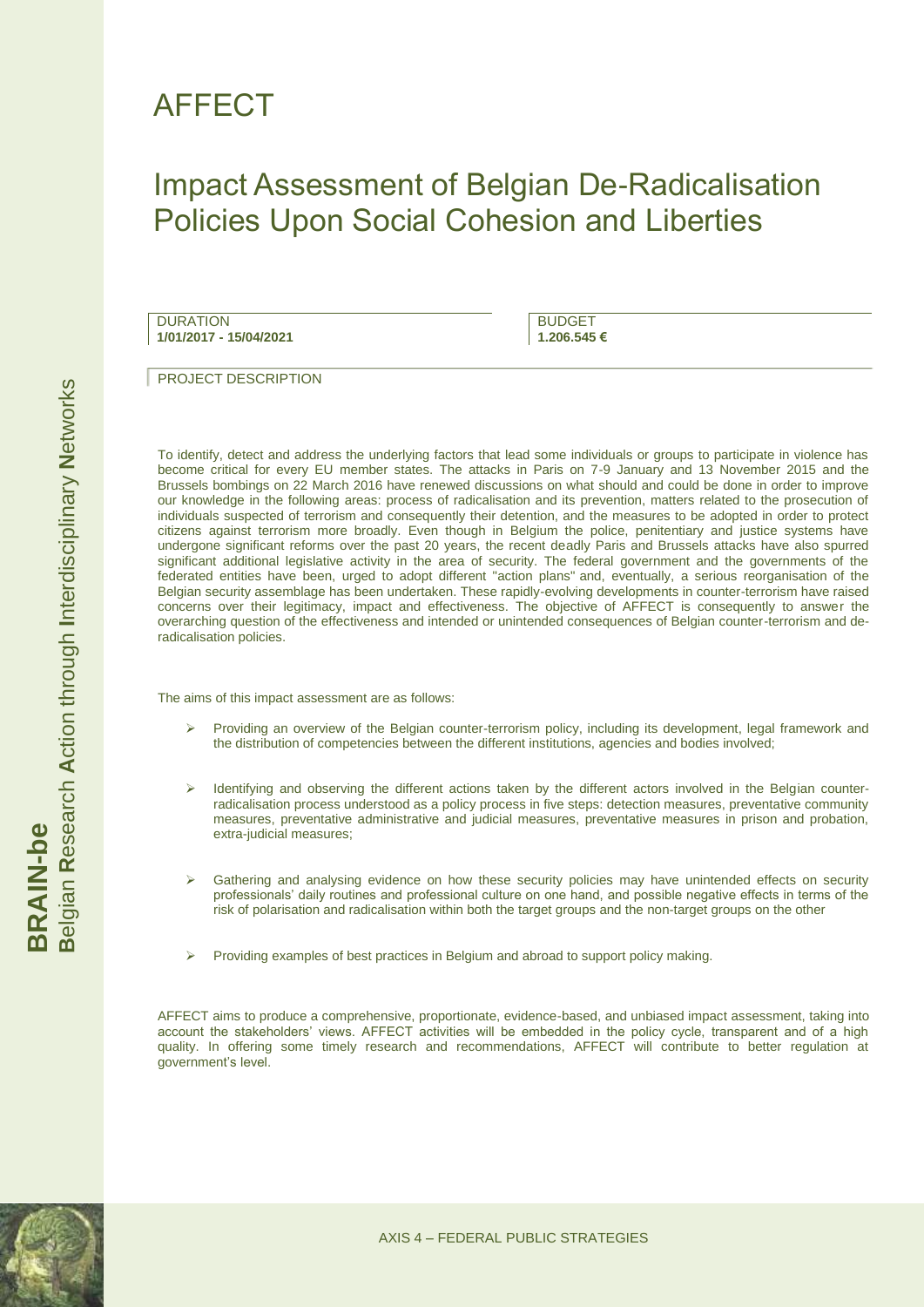# AFFECT

## Impact Assessment of Belgian De-Radicalisation Policies Upon Social Cohesion and Liberties

| DURATION | BUDGET |
| --- | --- |
| **1/01/2017 - 15/04/2021** | **1.206.545 €** |

### PROJECT DESCRIPTION

To identify, detect and address the underlying factors that lead some individuals or groups to participate in violence has become critical for every EU member states. The attacks in Paris on 7-9 January and 13 November 2015 and the Brussels bombings on 22 March 2016 have renewed discussions on what should and could be done in order to improve our knowledge in the following areas: process of radicalisation and its prevention, matters related to the prosecution of individuals suspected of terrorism and consequently their detention, and the measures to be adopted in order to protect citizens against terrorism more broadly. Even though in Belgium the police, penitentiary and justice systems have undergone significant reforms over the past 20 years, the recent deadly Paris and Brussels attacks have also spurred significant additional legislative activity in the area of security. The federal government and the governments of the federated entities have been, urged to adopt different "action plans" and, eventually, a serious reorganisation of the Belgian security assemblage has been undertaken. These rapidly-evolving developments in counter-terrorism have raised concerns over their legitimacy, impact and effectiveness. The objective of AFFECT is consequently to answer the overarching question of the effectiveness and intended or unintended consequences of Belgian counter-terrorism and de-radicalisation policies.

The aims of this impact assessment are as follows:

- Providing an overview of the Belgian counter-terrorism policy, including its development, legal framework and the distribution of competencies between the different institutions, agencies and bodies involved;
- Identifying and observing the different actions taken by the different actors involved in the Belgian counter-radicalisation process understood as a policy process in five steps: detection measures, preventative community measures, preventative administrative and judicial measures, preventative measures in prison and probation, extra-judicial measures;
- Gathering and analysing evidence on how these security policies may have unintended effects on security professionals' daily routines and professional culture on one hand, and possible negative effects in terms of the risk of polarisation and radicalisation within both the target groups and the non-target groups on the other
- Providing examples of best practices in Belgium and abroad to support policy making.

AFFECT aims to produce a comprehensive, proportionate, evidence-based, and unbiased impact assessment, taking into account the stakeholders' views. AFFECT activities will be embedded in the policy cycle, transparent and of a high quality. In offering some timely research and recommendations, AFFECT will contribute to better regulation at government's level.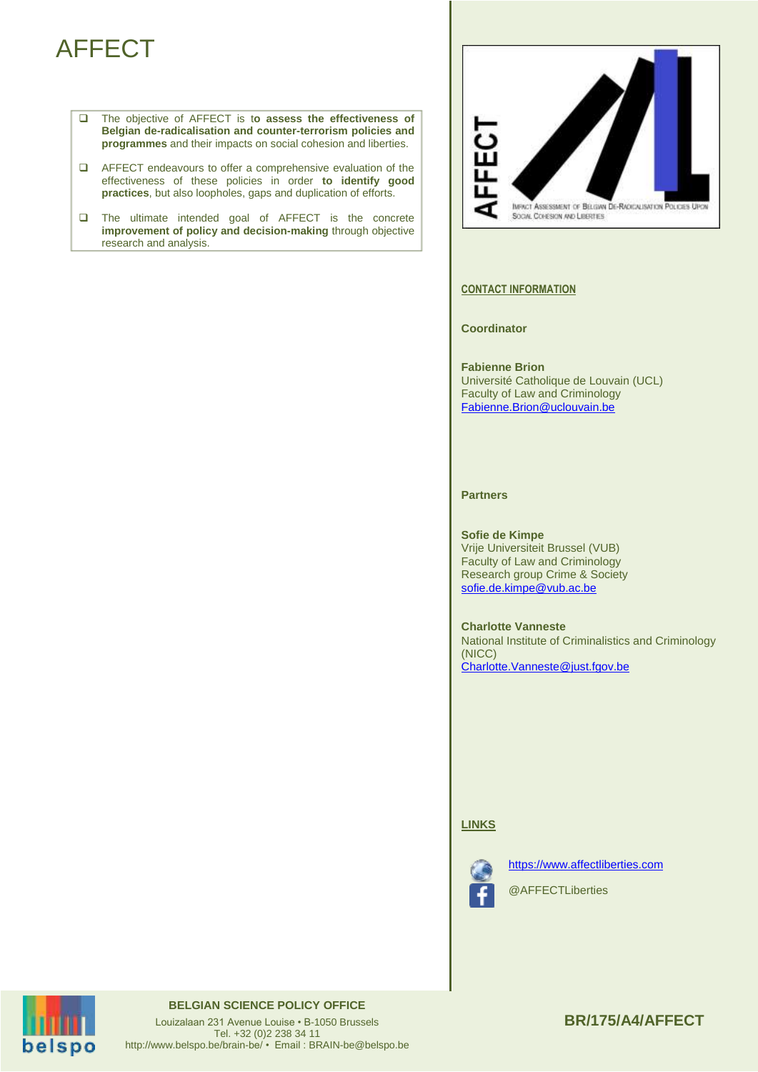# AFFECT

- The objective of AFFECT is to **assess the effectiveness of Belgian de-radicalisation and counter-terrorism policies and programmes** and their impacts on social cohesion and liberties.
- AFFECT endeavours to offer a comprehensive evaluation of the effectiveness of these policies in order **to identify good practices**, but also loopholes, gaps and duplication of efforts.
- The ultimate intended goal of AFFECT is the concrete **improvement of policy and decision-making** through objective research and analysis.

AFFECT
IMPACT ASSESSMENT OF BELGIAN DE-RADICALISATION POLICIES UPON SOCIAL COHESION AND LIBERTIES

## CONTACT INFORMATION

**Coordinator**

**Fabienne Brion**
Université Catholique de Louvain (UCL)
Faculty of Law and Criminology
Fabienne.Brion@uclouvain.be

**Partners**

**Sofie de Kimpe**
Vrije Universiteit Brussel (VUB)
Faculty of Law and Criminology
Research group Crime & Society
sofie.de.kimpe@vub.ac.be

**Charlotte Vanneste**
National Institute of Criminalistics and Criminology (NICC)
Charlotte.Vanneste@just.fgov.be

## LINKS

https://www.affectliberties.com

@AFFECTLiberties

**BELGIAN SCIENCE POLICY OFFICE**
Louizalaan 231 Avenue Louise • B-1050 Brussels
Tel. +32 (0)2 238 34 11
http://www.belspo.be/brain-be/ • Email : BRAIN-be@belspo.be

**BR/175/A4/AFFECT**